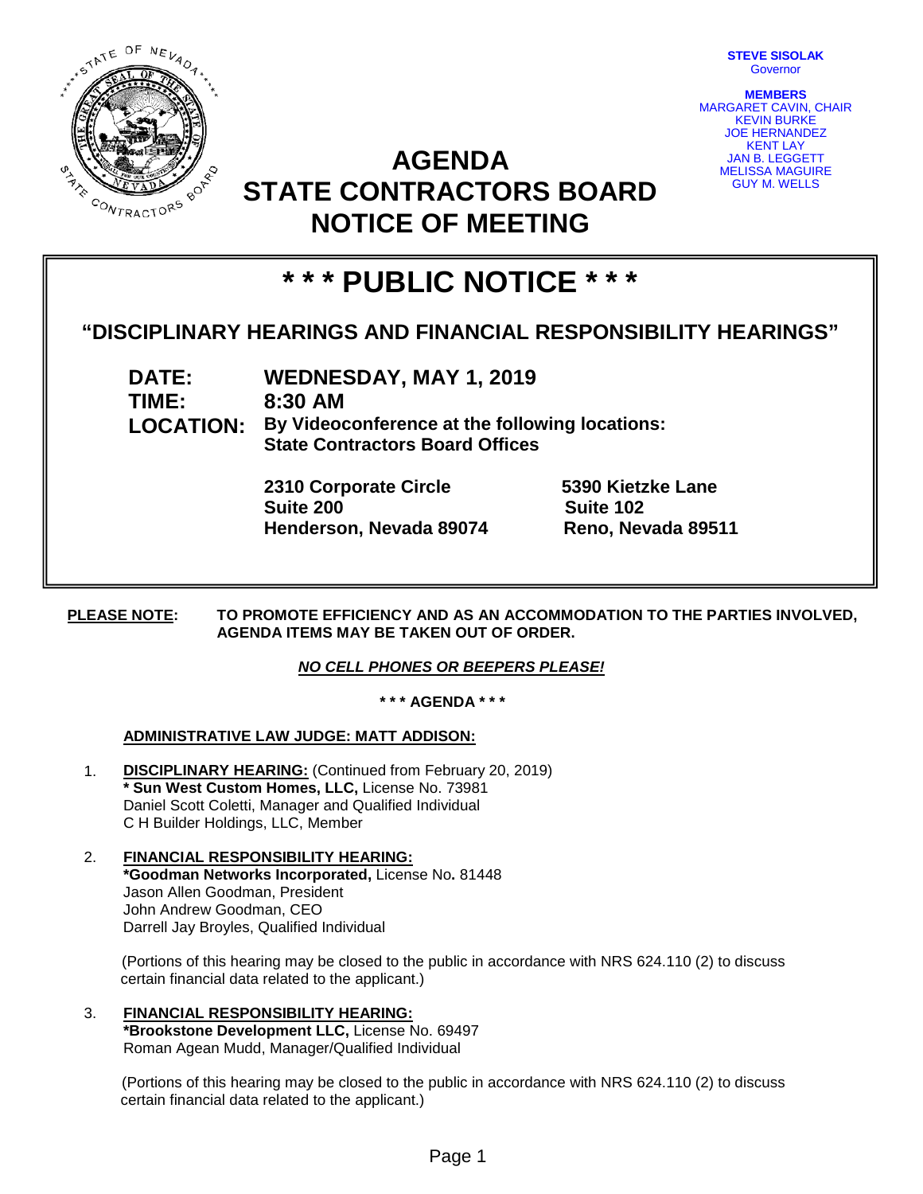STEVE SISOLAK
Governor

MEMBERS
MARGARET CAVIN, CHAIR
KEVIN BURKE
JOE HERNANDEZ
KENT LAY
JAN B. LEGGETT
MELISSA MAGUIRE
GUY M. WELLS

# AGENDA
# STATE CONTRACTORS BOARD
# NOTICE OF MEETING

## * * * PUBLIC NOTICE * * *

### "DISCIPLINARY HEARINGS AND FINANCIAL RESPONSIBILITY HEARINGS"

**DATE:** **WEDNESDAY, MAY 1, 2019**
**TIME:** **8:30 AM**
**LOCATION:** **By Videoconference at the following locations:**
**State Contractors Board Offices**

**2310 Corporate Circle**
**Suite 200**
**Henderson, Nevada 89074**

**5390 Kietzke Lane**
**Suite 102**
**Reno, Nevada 89511**

**PLEASE NOTE:** **TO PROMOTE EFFICIENCY AND AS AN ACCOMMODATION TO THE PARTIES INVOLVED, AGENDA ITEMS MAY BE TAKEN OUT OF ORDER.**

***NO CELL PHONES OR BEEPERS PLEASE!***

**\* \* \* AGENDA \* \* \***

**ADMINISTRATIVE LAW JUDGE: MATT ADDISON:**

1. **DISCIPLINARY HEARING:** (Continued from February 20, 2019)
   **\* Sun West Custom Homes, LLC,** License No. 73981
   Daniel Scott Coletti, Manager and Qualified Individual
   C H Builder Holdings, LLC, Member

2. **FINANCIAL RESPONSIBILITY HEARING:**
   **\*Goodman Networks Incorporated,** License No**.** 81448
   Jason Allen Goodman, President
   John Andrew Goodman, CEO
   Darrell Jay Broyles, Qualified Individual

   (Portions of this hearing may be closed to the public in accordance with NRS 624.110 (2) to discuss certain financial data related to the applicant.)

3. **FINANCIAL RESPONSIBILITY HEARING:**
   **\*Brookstone Development LLC,** License No. 69497
   Roman Agean Mudd, Manager/Qualified Individual

   (Portions of this hearing may be closed to the public in accordance with NRS 624.110 (2) to discuss certain financial data related to the applicant.)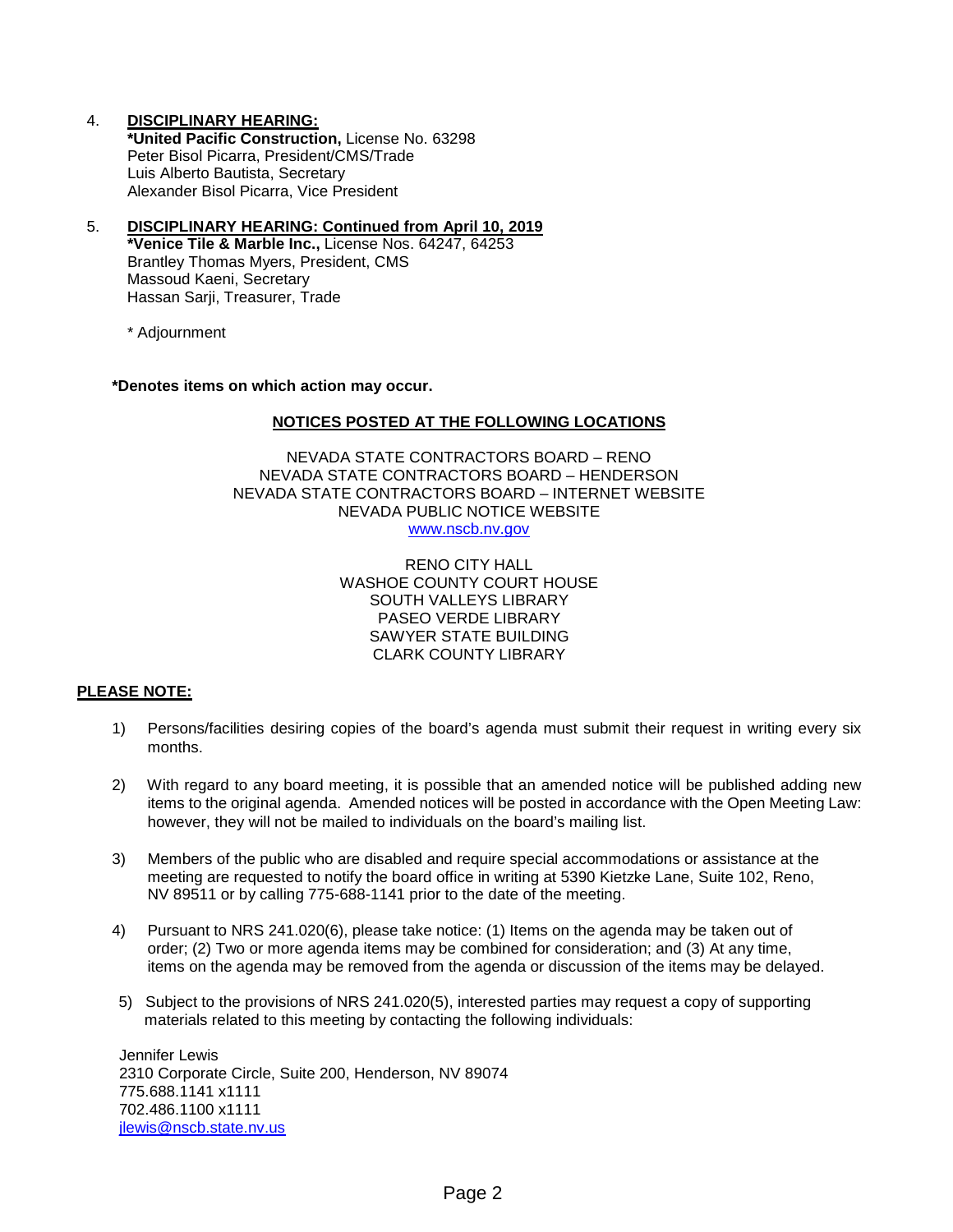4. **DISCIPLINARY HEARING:**
   ***United Pacific Construction,** License No. 63298
   Peter Bisol Picarra, President/CMS/Trade
   Luis Alberto Bautista, Secretary
   Alexander Bisol Picarra, Vice President

5. **DISCIPLINARY HEARING: Continued from April 10, 2019**
   ***Venice Tile & Marble Inc.,** License Nos. 64247, 64253
   Brantley Thomas Myers, President, CMS
   Massoud Kaeni, Secretary
   Hassan Sarji, Treasurer, Trade

   * Adjournment

**\*Denotes items on which action may occur.**

**NOTICES POSTED AT THE FOLLOWING LOCATIONS**

NEVADA STATE CONTRACTORS BOARD – RENO
NEVADA STATE CONTRACTORS BOARD – HENDERSON
NEVADA STATE CONTRACTORS BOARD – INTERNET WEBSITE
NEVADA PUBLIC NOTICE WEBSITE
www.nscb.nv.gov

RENO CITY HALL
WASHOE COUNTY COURT HOUSE
SOUTH VALLEYS LIBRARY
PASEO VERDE LIBRARY
SAWYER STATE BUILDING
CLARK COUNTY LIBRARY

**PLEASE NOTE:**

1) Persons/facilities desiring copies of the board's agenda must submit their request in writing every six months.

2) With regard to any board meeting, it is possible that an amended notice will be published adding new items to the original agenda. Amended notices will be posted in accordance with the Open Meeting Law: however, they will not be mailed to individuals on the board's mailing list.

3) Members of the public who are disabled and require special accommodations or assistance at the meeting are requested to notify the board office in writing at 5390 Kietzke Lane, Suite 102, Reno, NV 89511 or by calling 775-688-1141 prior to the date of the meeting.

4) Pursuant to NRS 241.020(6), please take notice: (1) Items on the agenda may be taken out of order; (2) Two or more agenda items may be combined for consideration; and (3) At any time, items on the agenda may be removed from the agenda or discussion of the items may be delayed.

5) Subject to the provisions of NRS 241.020(5), interested parties may request a copy of supporting materials related to this meeting by contacting the following individuals:

Jennifer Lewis
2310 Corporate Circle, Suite 200, Henderson, NV 89074
775.688.1141 x1111
702.486.1100 x1111
jlewis@nscb.state.nv.us